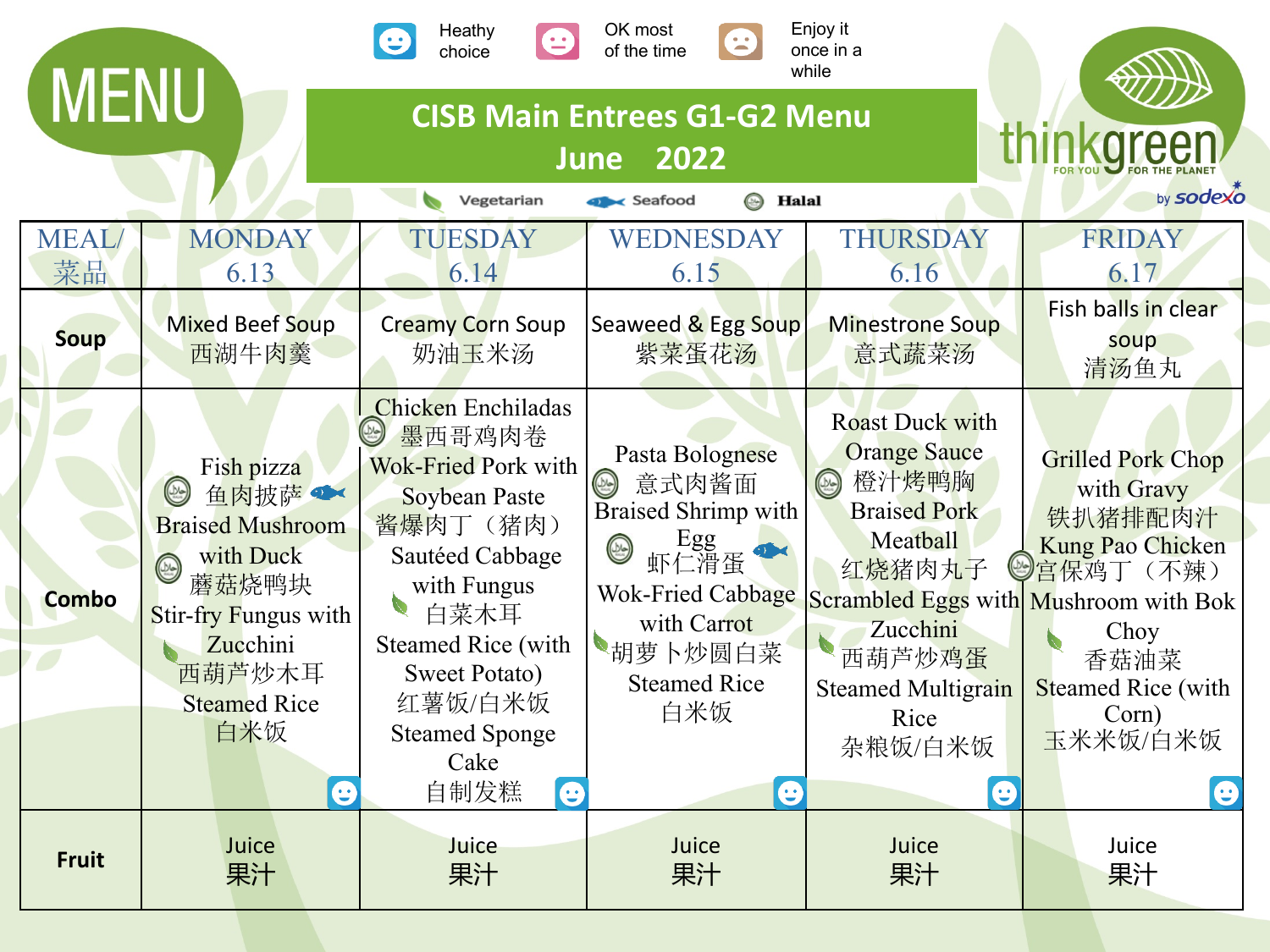# MENU

Heathy choice | OK most of the time | Enjoy it once in a while

## CISB Main Entrees G1-G2 Menu

## June 2022

thinkgreen FOR YOU FOR THE PLANET by sodexo

Vegetarian | Seafood | Halal

| MEAL/ 菜品 | MONDAY 6.13 | TUESDAY 6.14 | WEDNESDAY 6.15 | THURSDAY 6.16 | FRIDAY 6.17 |
|---|---|---|---|---|---|
| **Soup** | Mixed Beef Soup 西湖牛肉羹 | Creamy Corn Soup 奶油玉米汤 | Seaweed & Egg Soup 紫菜蛋花汤 | Minestrone Soup 意式蔬菜汤 | Fish balls in clear soup 清汤鱼丸 |
| **Combo** | Fish pizza 鱼肉披萨 Braised Mushroom with Duck 蘑菇烧鸭块 Stir-fry Fungus with Zucchini 西葫芦炒木耳 Steamed Rice 白米饭 | Chicken Enchiladas 墨西哥鸡肉卷 Wok-Fried Pork with Soybean Paste 酱爆肉丁（猪肉） Sautéed Cabbage with Fungus 白菜木耳 Steamed Rice (with Sweet Potato) 红薯饭/白米饭 Steamed Sponge Cake 自制发糕 | Pasta Bolognese 意式肉酱面 Braised Shrimp with Egg 虾仁滑蛋 Wok-Fried Cabbage with Carrot 胡萝卜炒圆白菜 Steamed Rice 白米饭 | Roast Duck with Orange Sauce 橙汁烤鸭胸 Braised Pork Meatball 红烧猪肉丸子 Scrambled Eggs with Zucchini 西葫芦炒鸡蛋 Steamed Multigrain Rice 杂粮饭/白米饭 | Grilled Pork Chop with Gravy 铁扒猪排配肉汁 Kung Pao Chicken 宫保鸡丁（不辣） Mushroom with Bok Choy 香菇油菜 Steamed Rice (with Corn) 玉米米饭/白米饭 |
| **Fruit** | Juice 果汁 | Juice 果汁 | Juice 果汁 | Juice 果汁 | Juice 果汁 |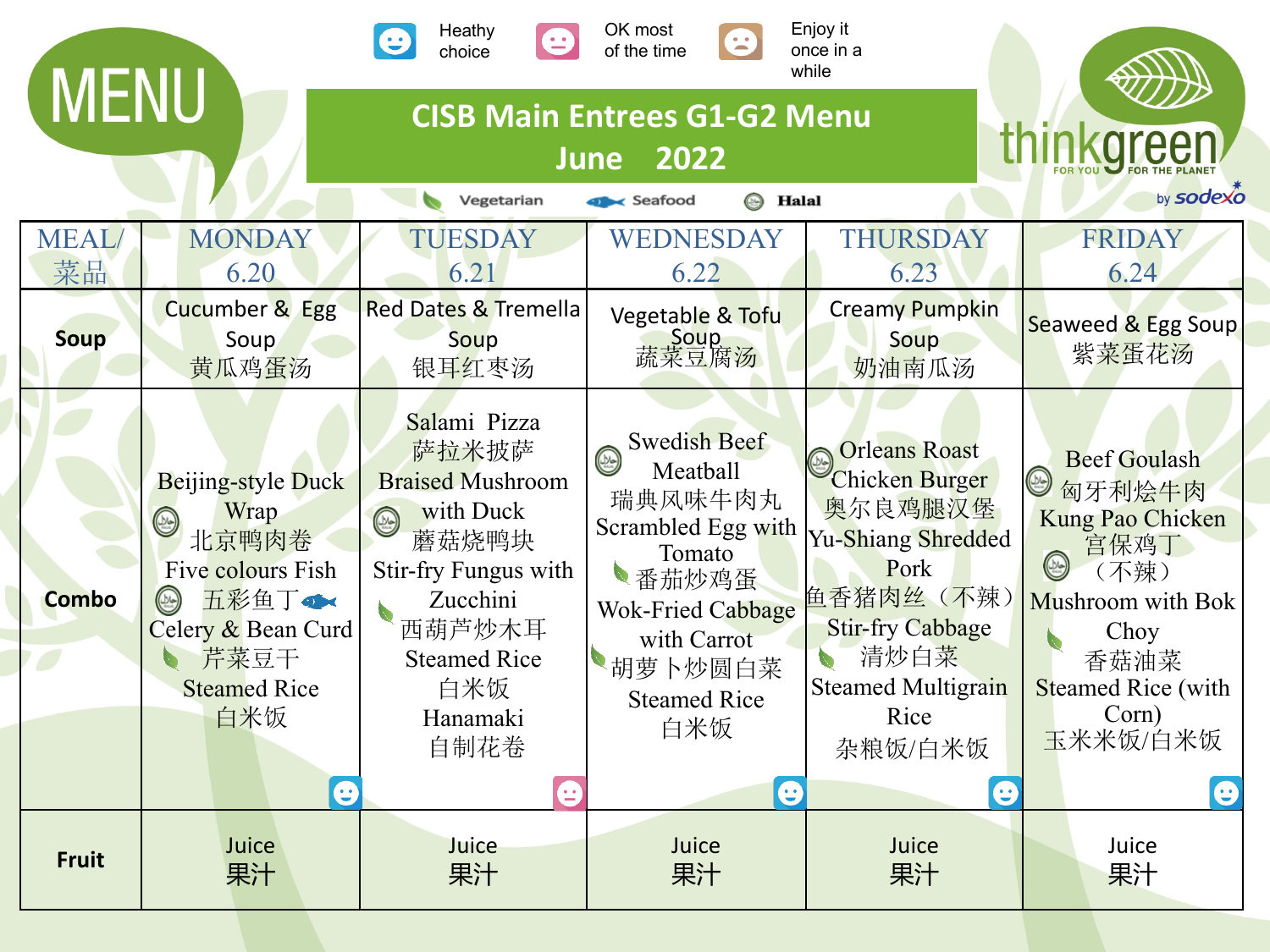MENU

Heathy choice | OK most of the time | Enjoy it once in a while

# CISB Main Entrees G1-G2 Menu
## June 2022

Vegetarian | Seafood | Halal

thinkgreen FOR YOU FOR THE PLANET by sodexo

| MEAL/ 菜品 | MONDAY 6.20 | TUESDAY 6.21 | WEDNESDAY 6.22 | THURSDAY 6.23 | FRIDAY 6.24 |
|---|---|---|---|---|---|
| **Soup** | Cucumber & Egg Soup 黄瓜鸡蛋汤 | Red Dates & Tremella Soup 银耳红枣汤 | Vegetable & Tofu Soup 蔬菜豆腐汤 | Creamy Pumpkin Soup 奶油南瓜汤 | Seaweed & Egg Soup 紫菜蛋花汤 |
| **Combo** | Beijing-style Duck Wrap 北京鸭肉卷<br>Five colours Fish 五彩鱼丁<br>Celery & Bean Curd 芹菜豆干<br>Steamed Rice 白米饭 | Salami Pizza 萨拉米披萨<br>Braised Mushroom with Duck 蘑菇烧鸭块<br>Stir-fry Fungus with Zucchini 西葫芦炒木耳<br>Steamed Rice 白米饭<br>Hanamaki 自制花卷 | Swedish Beef Meatball 瑞典风味牛肉丸<br>Scrambled Egg with Tomato 番茄炒鸡蛋<br>Wok-Fried Cabbage with Carrot 胡萝卜炒圆白菜<br>Steamed Rice 白米饭 | Orleans Roast Chicken Burger 奥尔良鸡腿汉堡<br>Yu-Shiang Shredded Pork 鱼香猪肉丝（不辣）<br>Stir-fry Cabbage 清炒白菜<br>Steamed Multigrain Rice 杂粮饭/白米饭 | Beef Goulash 匈牙利烩牛肉<br>Kung Pao Chicken 宫保鸡丁（不辣）<br>Mushroom with Bok Choy 香菇油菜<br>Steamed Rice (with Corn) 玉米米饭/白米饭 |
| **Fruit** | Juice 果汁 | Juice 果汁 | Juice 果汁 | Juice 果汁 | Juice 果汁 |